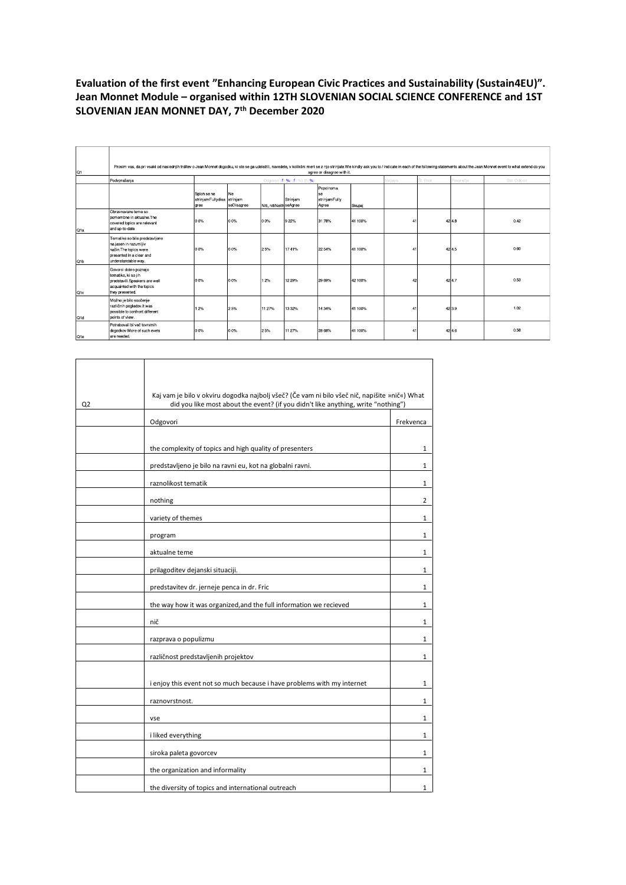**Evaluation of the first event "Enhancing European Civic Practices and Sustainability (Sustain4EU)". Jean Monnet Module – organised within 12TH SLOVENIAN SOCIAL SCIENCE CONFERENCE and 1ST SLOVENIAN JEAN MONNET DAY, 7th December 2020**

| Q1 | Prosim vas, da pri vsaki od naslednjih trditev o Jean Monnet dogodku, ki ste se ga udeležili, navedete, v kolikšni meri se z njo strinjate.We kindly ask you to / indicate in each of the following statements about the Jean Monnet event to what extend do you agree or disagree with it. | | | | | | | | | | |
|---|---|---|---|---|---|---|---|---|---|---|---|
| | Podvprašanja | Odgovori (f % f (%) (f %) | | | | | | Veljavni | Št. Enot | Povprečje | Std. Odklon |
| | | Sploh se ne strinjamFullydisagree | Ne strinjam seDisagree | Niti, nitiNeither | StrinjamseAgree | Popolnoma se strinjamFully Agree | Skupaj | | | | |
| Q1a | Obravnavane teme so pomembne in aktualne.The covered topics are relevant and up-to-date | 0 0% | 0 0% | 0 0% | 9 22% | 31 78% | 41 100% | 41 | 42 | 4.8 | 0.42 |
| Q1b | Tematike so bile predstavljene na jasen in razumljiv način.The topics were presented in a clear and understandable way. | 0 0% | 0 0% | 2 5% | 17 41% | 22 54% | 41 100% | 41 | 42 | 4.5 | 0.60 |
| Q1c | Govorci dobro poznajo tematike, ki so jih predstavili.Speakers are well acquainted with the topics they presented. | 0 0% | 0 0% | 1 2% | 12 29% | 29 69% | 42 100% | 42 | 42 | 4.7 | 0.53 |
| Q1d | Možno je bilo soočenje različnih pogledov.It was possible to confront different points of view. | 1 2% | 2 5% | 11 27% | 13 32% | 14 34% | 41 100% | 41 | 42 | 3.9 | 1.02 |
| Q1e | Potrebovali bi več tovrstnih dogodkov.More of such evets are needed. | 0 0% | 0 0% | 2 5% | 11 27% | 28 68% | 41 100% | 41 | 42 | 4.6 | 0.58 |

| Q2 | Kaj vam je bilo v okviru dogodka najbolj všeč? (Če vam ni bilo všeč nič, napišite »nič«) What did you like most about the event? (if you didn't like anything, write "nothing") | |
|---|---|---|
| | Odgovori | Frekvenca |
| | | |
| | the complexity of topics and high quality of presenters | 1 |
| | predstavljeno je bilo na ravni eu, kot na globalni ravni. | 1 |
| | raznolikost tematik | 1 |
| | nothing | 2 |
| | variety of themes | 1 |
| | program | 1 |
| | aktualne teme | 1 |
| | prilagoditev dejanski situaciji. | 1 |
| | predstavitev dr. jerneje penca in dr. Fric | 1 |
| | the way how it was organized,and the full information we recieved | 1 |
| | nič | 1 |
| | razprava o populizmu | 1 |
| | različnost predstavljenih projektov | 1 |
| | i enjoy this event not so much because i have problems with my internet | 1 |
| | raznovrstnost. | 1 |
| | vse | 1 |
| | i liked everything | 1 |
| | siroka paleta govorcev | 1 |
| | the organization and informality | 1 |
| | the diversity of topics and international outreach | 1 |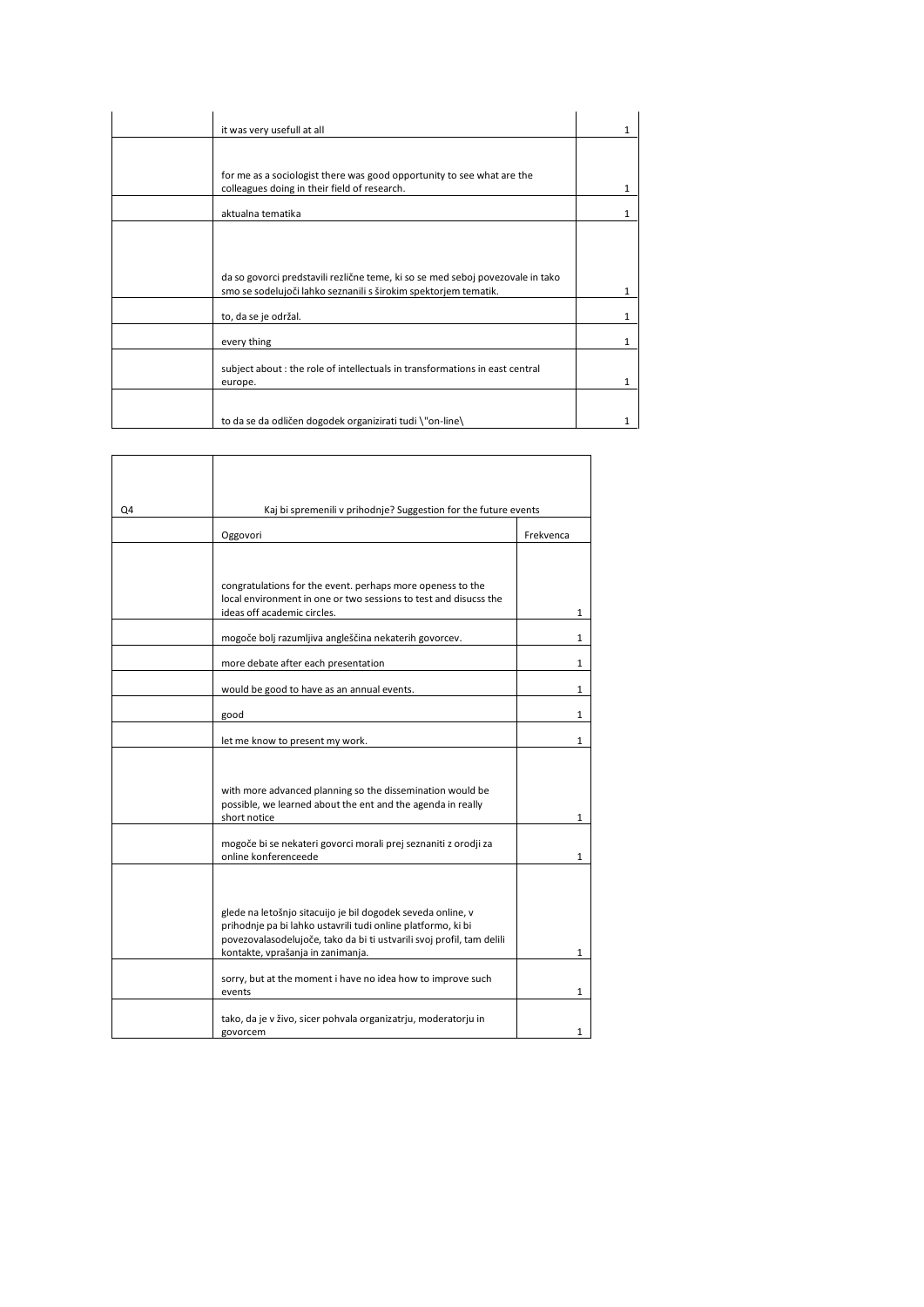| | | |
|---|---|---|
| | it was very usefull at all | 1 |
| | for me as a sociologist there was good opportunity to see what are the colleagues doing in their field of research. | 1 |
| | aktualna tematika | 1 |
| | da so govorci predstavili rezlične teme, ki so se med seboj povezovale in tako smo se sodelujoči lahko seznanili s širokim spektorjem tematik. | 1 |
| | to, da se je održal. | 1 |
| | every thing | 1 |
| | subject about : the role of intellectuals in transformations in east central europe. | 1 |
| | to da se da odličen dogodek organizirati tudi \"on-line\ | 1 |

| Q4 | Kaj bi spremenili v prihodnje? Suggestion for the future events | |
|---|---|---|
| | Oggovori | Frekvenca |
| | congratulations for the event. perhaps more openess to the local environment in one or two sessions to test and disucss the ideas off academic circles. | 1 |
| | mogoče bolj razumljiva angleščina nekaterih govorcev. | 1 |
| | more debate after each presentation | 1 |
| | would be good to have as an annual events. | 1 |
| | good | 1 |
| | let me know to present my work. | 1 |
| | with more advanced planning so the dissemination would be possible, we learned about the ent and the agenda in really short notice | 1 |
| | mogoče bi se nekateri govorci morali prej seznaniti z orodji za online konferenceede | 1 |
| | glede na letošnjo sitacuijo je bil dogodek seveda online, v prihodnje pa bi lahko ustavrili tudi online platformo, ki bi povezovalasodelujoče, tako da bi ti ustvarili svoj profil, tam delili kontakte, vprašanja in zanimanja. | 1 |
| | sorry, but at the moment i have no idea how to improve such events | 1 |
| | tako, da je v živo, sicer pohvala organizatrju, moderatorju in govorcem | 1 |